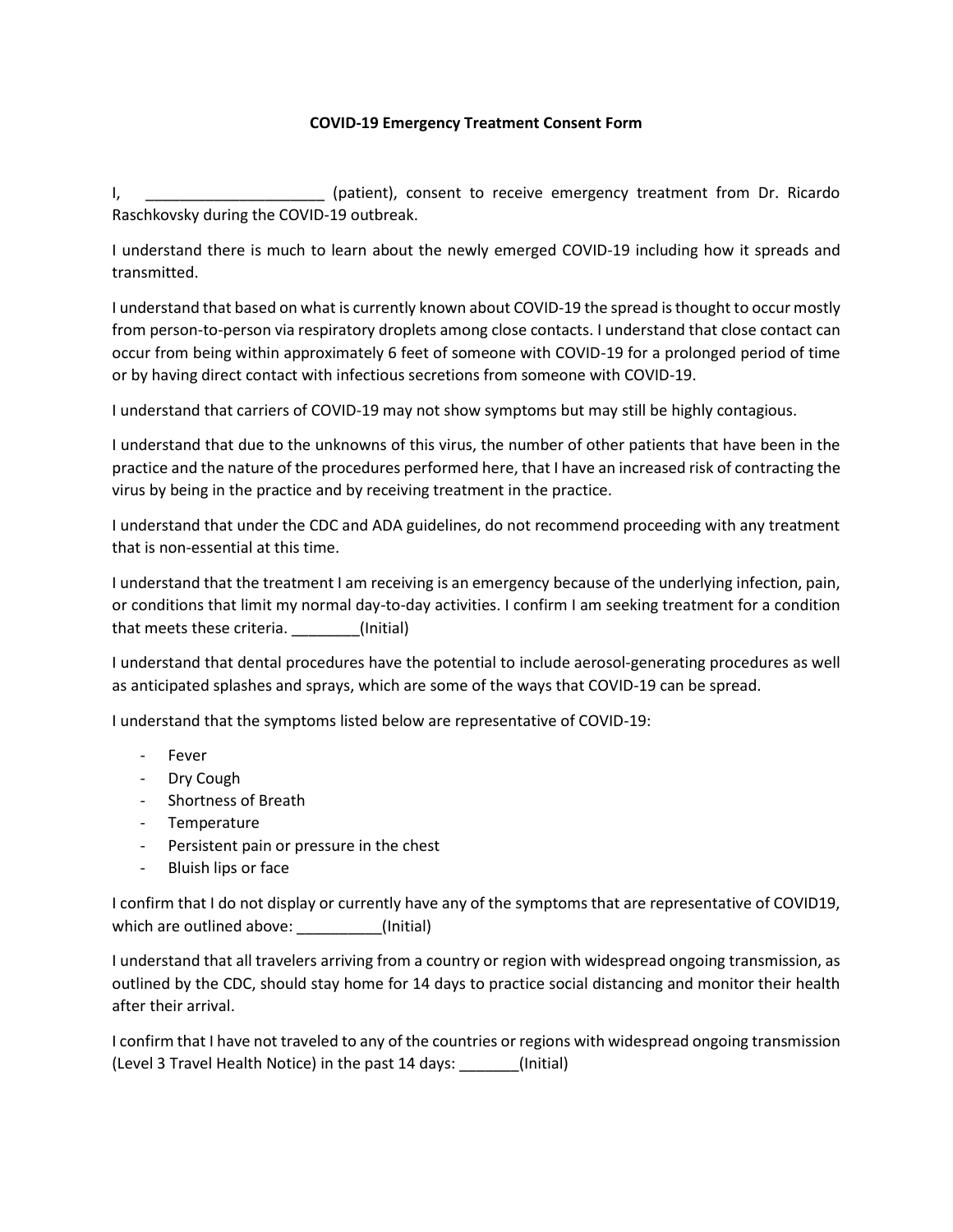**COVID-19 Emergency Treatment Consent Form**

I, _____________________ (patient), consent to receive emergency treatment from Dr. Ricardo Raschkovsky during the COVID-19 outbreak.

I understand there is much to learn about the newly emerged COVID-19 including how it spreads and transmitted.

I understand that based on what is currently known about COVID-19 the spread is thought to occur mostly from person-to-person via respiratory droplets among close contacts. I understand that close contact can occur from being within approximately 6 feet of someone with COVID-19 for a prolonged period of time or by having direct contact with infectious secretions from someone with COVID-19.

I understand that carriers of COVID-19 may not show symptoms but may still be highly contagious.

I understand that due to the unknowns of this virus, the number of other patients that have been in the practice and the nature of the procedures performed here, that I have an increased risk of contracting the virus by being in the practice and by receiving treatment in the practice.

I understand that under the CDC and ADA guidelines, do not recommend proceeding with any treatment that is non-essential at this time.

I understand that the treatment I am receiving is an emergency because of the underlying infection, pain, or conditions that limit my normal day-to-day activities. I confirm I am seeking treatment for a condition that meets these criteria. ________(Initial)

I understand that dental procedures have the potential to include aerosol-generating procedures as well as anticipated splashes and sprays, which are some of the ways that COVID-19 can be spread.

I understand that the symptoms listed below are representative of COVID-19:

- Fever
- Dry Cough
- Shortness of Breath
- Temperature
- Persistent pain or pressure in the chest
- Bluish lips or face

I confirm that I do not display or currently have any of the symptoms that are representative of COVID19, which are outlined above: __________(Initial)

I understand that all travelers arriving from a country or region with widespread ongoing transmission, as outlined by the CDC, should stay home for 14 days to practice social distancing and monitor their health after their arrival.

I confirm that I have not traveled to any of the countries or regions with widespread ongoing transmission (Level 3 Travel Health Notice) in the past 14 days: _______(Initial)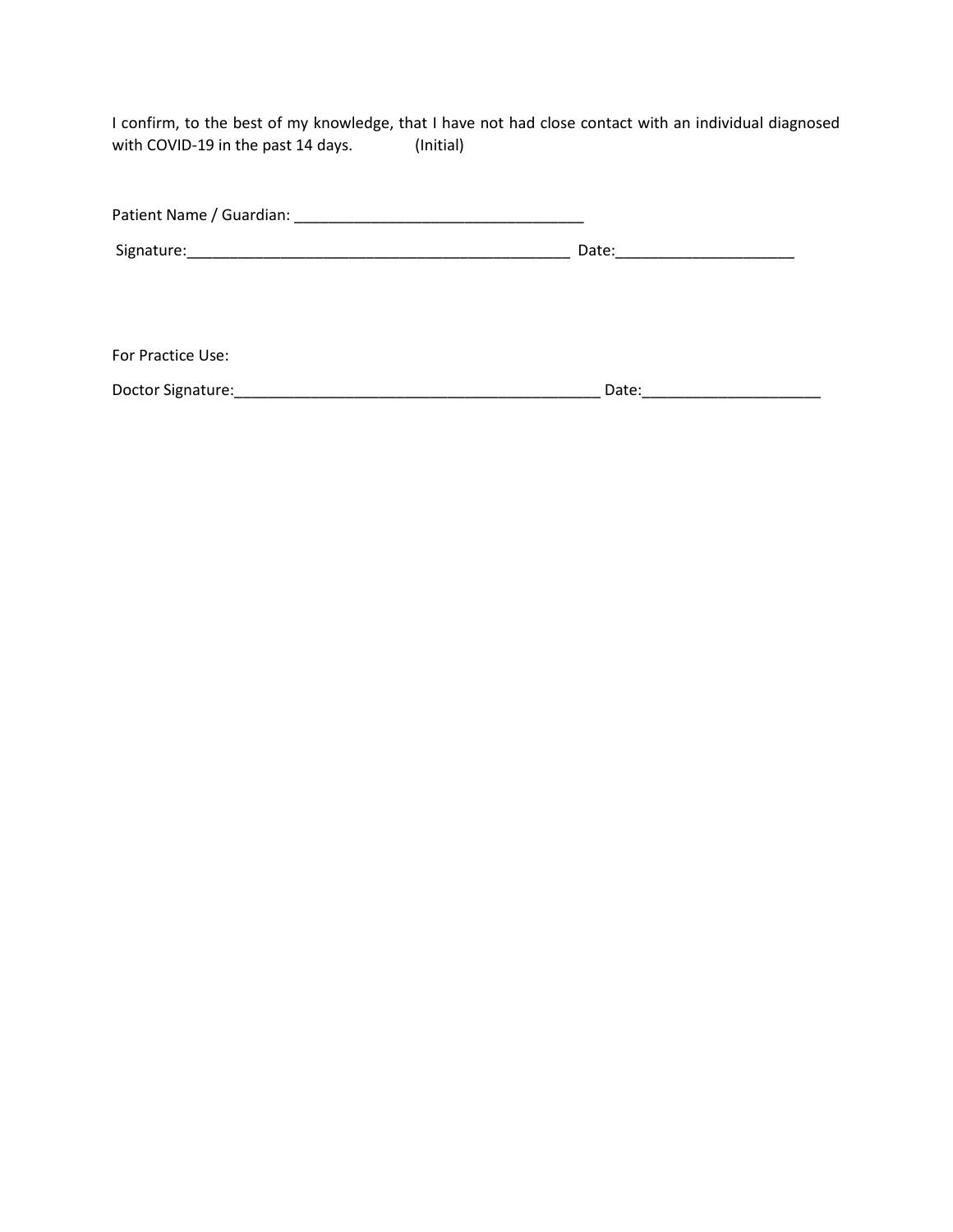I confirm, to the best of my knowledge, that I have not had close contact with an individual diagnosed with COVID-19 in the past 14 days. (Initial)

Patient Name / Guardian: ___________________________________

Signature:______________________________________________ Date:_____________________

For Practice Use:

Doctor Signature:____________________________________________ Date:_____________________